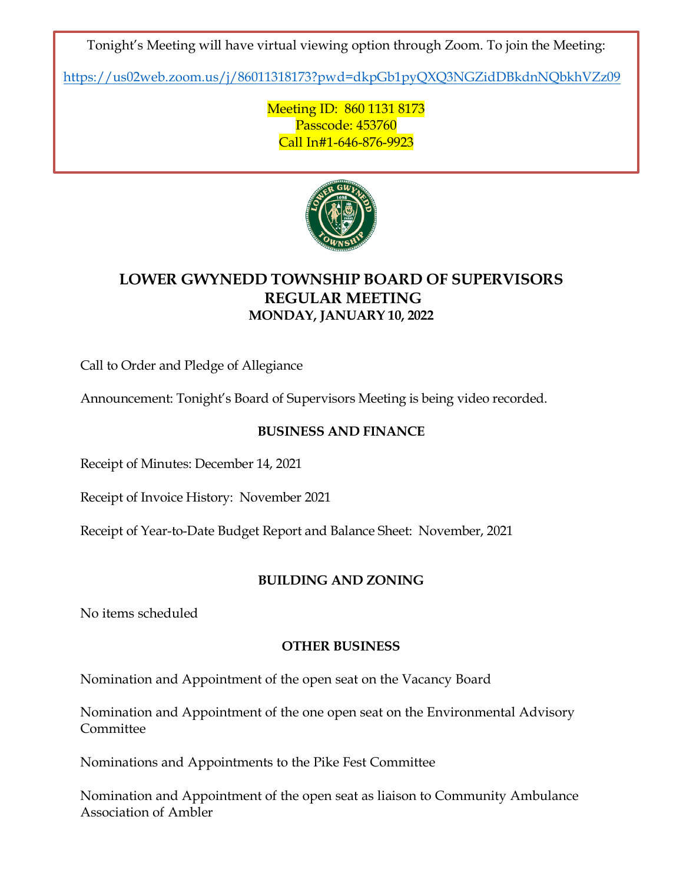Tonight's Meeting will have virtual viewing option through Zoom. To join the Meeting:

https://us02web.zoom.us/j/86011318173?pwd=dkpGb1pyQXQ3NGZidDBkdnNQbkhVZz09

Meeting ID: 860 1131 8173
Passcode: 453760
Call In#1-646-876-9923

# LOWER GWYNEDD TOWNSHIP BOARD OF SUPERVISORS
# REGULAR MEETING
## MONDAY, JANUARY 10, 2022

Call to Order and Pledge of Allegiance

Announcement: Tonight's Board of Supervisors Meeting is being video recorded.

### BUSINESS AND FINANCE

Receipt of Minutes: December 14, 2021

Receipt of Invoice History: November 2021

Receipt of Year-to-Date Budget Report and Balance Sheet: November, 2021

### BUILDING AND ZONING

No items scheduled

### OTHER BUSINESS

Nomination and Appointment of the open seat on the Vacancy Board

Nomination and Appointment of the one open seat on the Environmental Advisory Committee

Nominations and Appointments to the Pike Fest Committee

Nomination and Appointment of the open seat as liaison to Community Ambulance Association of Ambler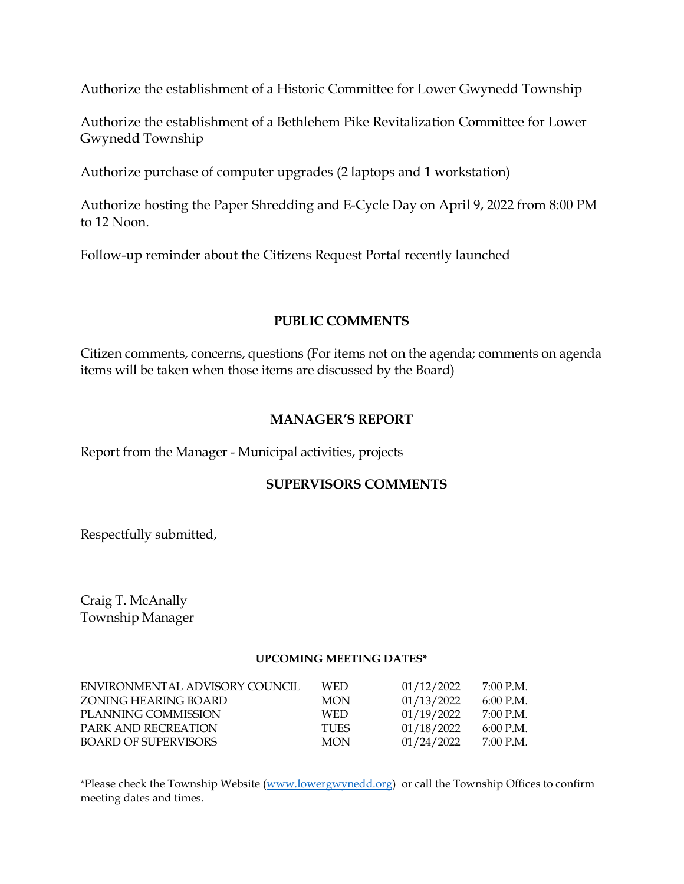Authorize the establishment of a Historic Committee for Lower Gwynedd Township

Authorize the establishment of a Bethlehem Pike Revitalization Committee for Lower Gwynedd Township

Authorize purchase of computer upgrades (2 laptops and 1 workstation)

Authorize hosting the Paper Shredding and E-Cycle Day on April 9, 2022 from 8:00 PM to 12 Noon.

Follow-up reminder about the Citizens Request Portal recently launched

## PUBLIC COMMENTS

Citizen comments, concerns, questions (For items not on the agenda; comments on agenda items will be taken when those items are discussed by the Board)

## MANAGER'S REPORT

Report from the Manager - Municipal activities, projects

## SUPERVISORS COMMENTS

Respectfully submitted,

Craig T. McAnally
Township Manager

**UPCOMING MEETING DATES***

| | | | |
|---|---|---|---|
| ENVIRONMENTAL ADVISORY COUNCIL | WED | 01/12/2022 | 7:00 P.M. |
| ZONING HEARING BOARD | MON | 01/13/2022 | 6:00 P.M. |
| PLANNING COMMISSION | WED | 01/19/2022 | 7:00 P.M. |
| PARK AND RECREATION | TUES | 01/18/2022 | 6:00 P.M. |
| BOARD OF SUPERVISORS | MON | 01/24/2022 | 7:00 P.M. |

*Please check the Township Website (www.lowergwynedd.org) or call the Township Offices to confirm meeting dates and times.